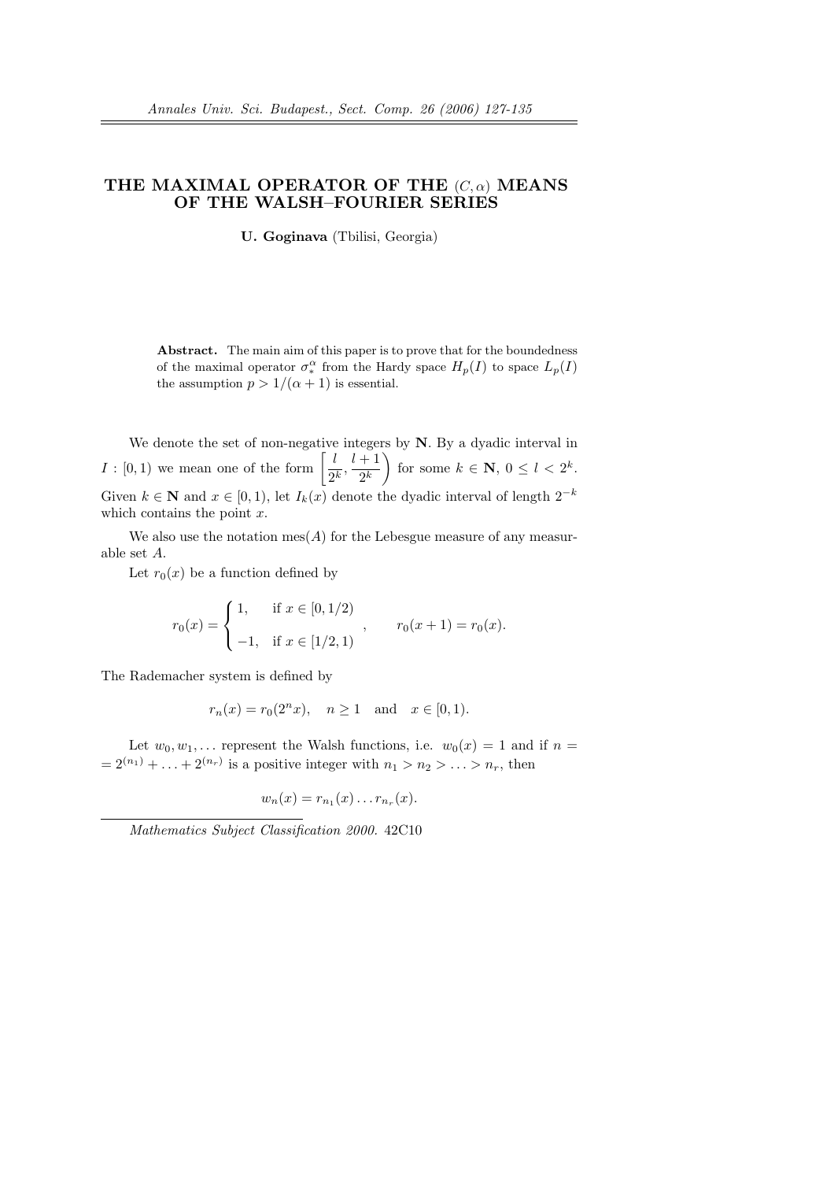# THE MAXIMAL OPERATOR OF THE $(C, \alpha)$ MEANS OF THE WALSH–FOURIER SERIES

**U. Goginava** (Tbilisi, Georgia)

**Abstract.** The main aim of this paper is to prove that for the boundedness of the maximal operator $\sigma_*^\alpha$ from the Hardy space $H_p(I)$ to space $L_p(I)$ the assumption $p > 1/(\alpha+1)$ is essential.

We denote the set of non-negative integers by $\mathbf{N}$. By a dyadic interval in $I : [0, 1)$ we mean one of the form $\left[\frac{l}{2^k}, \frac{l+1}{2^k}\right)$ for some $k \in \mathbf{N}$, $0 \le l < 2^k$. Given $k \in \mathbf{N}$ and $x \in [0, 1)$, let $I_k(x)$ denote the dyadic interval of length $2^{-k}$ which contains the point $x$.

We also use the notation $\mathrm{mes}(A)$ for the Lebesgue measure of any measurable set $A$.

Let $r_0(x)$ be a function defined by

$$r_0(x) = \begin{cases} 1, & \text{if } x \in [0, 1/2) \\ -1, & \text{if } x \in [1/2, 1) \end{cases}, \qquad r_0(x+1) = r_0(x).$$

The Rademacher system is defined by

$$r_n(x) = r_0(2^n x), \quad n \ge 1 \quad \text{and} \quad x \in [0, 1).$$

Let $w_0, w_1, \dots$ represent the Walsh functions, i.e. $w_0(x) = 1$ and if $n = 2^{(n_1)} + \dots + 2^{(n_r)}$ is a positive integer with $n_1 > n_2 > \dots > n_r$, then

$$w_n(x) = r_{n_1}(x) \dots r_{n_r}(x).$$

*Mathematics Subject Classification 2000.* 42C10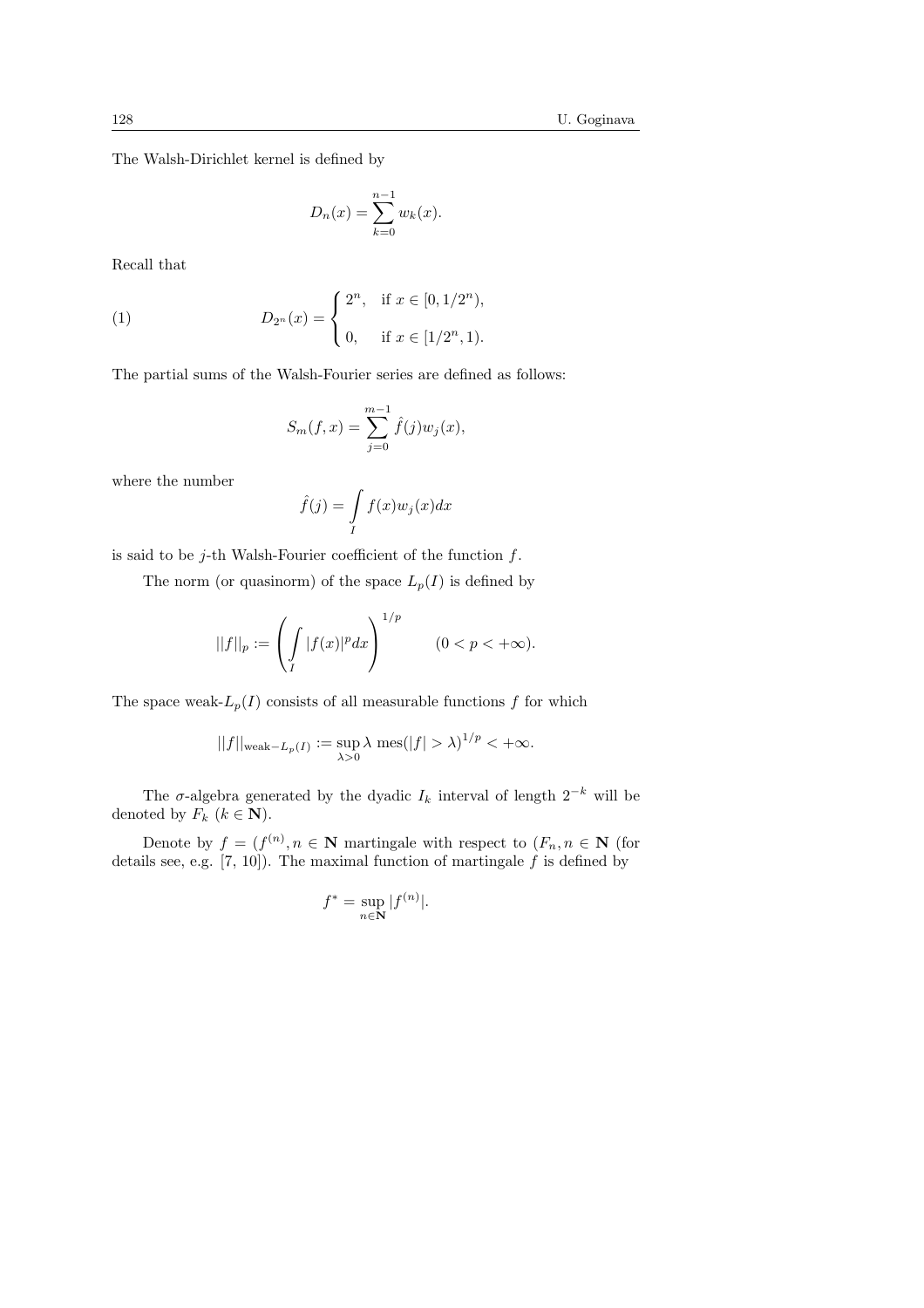The Walsh-Dirichlet kernel is defined by

$$D_n(x) = \sum_{k=0}^{n-1} w_k(x).$$

Recall that

$$D_{2^n}(x) = \begin{cases} 2^n, & \text{if } x \in [0, 1/2^n), \\ 0, & \text{if } x \in [1/2^n, 1). \end{cases} \tag{1}$$

The partial sums of the Walsh-Fourier series are defined as follows:

$$S_m(f, x) = \sum_{j=0}^{m-1} \hat{f}(j) w_j(x),$$

where the number

$$\hat{f}(j) = \int_I f(x) w_j(x) dx$$

is said to be $j$-th Walsh-Fourier coefficient of the function $f$.

The norm (or quasinorm) of the space $L_p(I)$ is defined by

$$||f||_p := \left( \int_I |f(x)|^p dx \right)^{1/p} \qquad (0 < p < +\infty).$$

The space weak-$L_p(I)$ consists of all measurable functions $f$ for which

$$||f||_{\text{weak}-L_p(I)} := \sup_{\lambda > 0} \lambda \text{ mes}(|f| > \lambda)^{1/p} < +\infty.$$

The $\sigma$-algebra generated by the dyadic $I_k$ interval of length $2^{-k}$ will be denoted by $F_k$ ($k \in \mathbf{N}$).

Denote by $f = (f^{(n)}, n \in \mathbf{N}$ martingale with respect to $(F_n, n \in \mathbf{N}$ (for details see, e.g. [7, 10]). The maximal function of martingale $f$ is defined by

$$f^* = \sup_{n \in \mathbf{N}} |f^{(n)}|.$$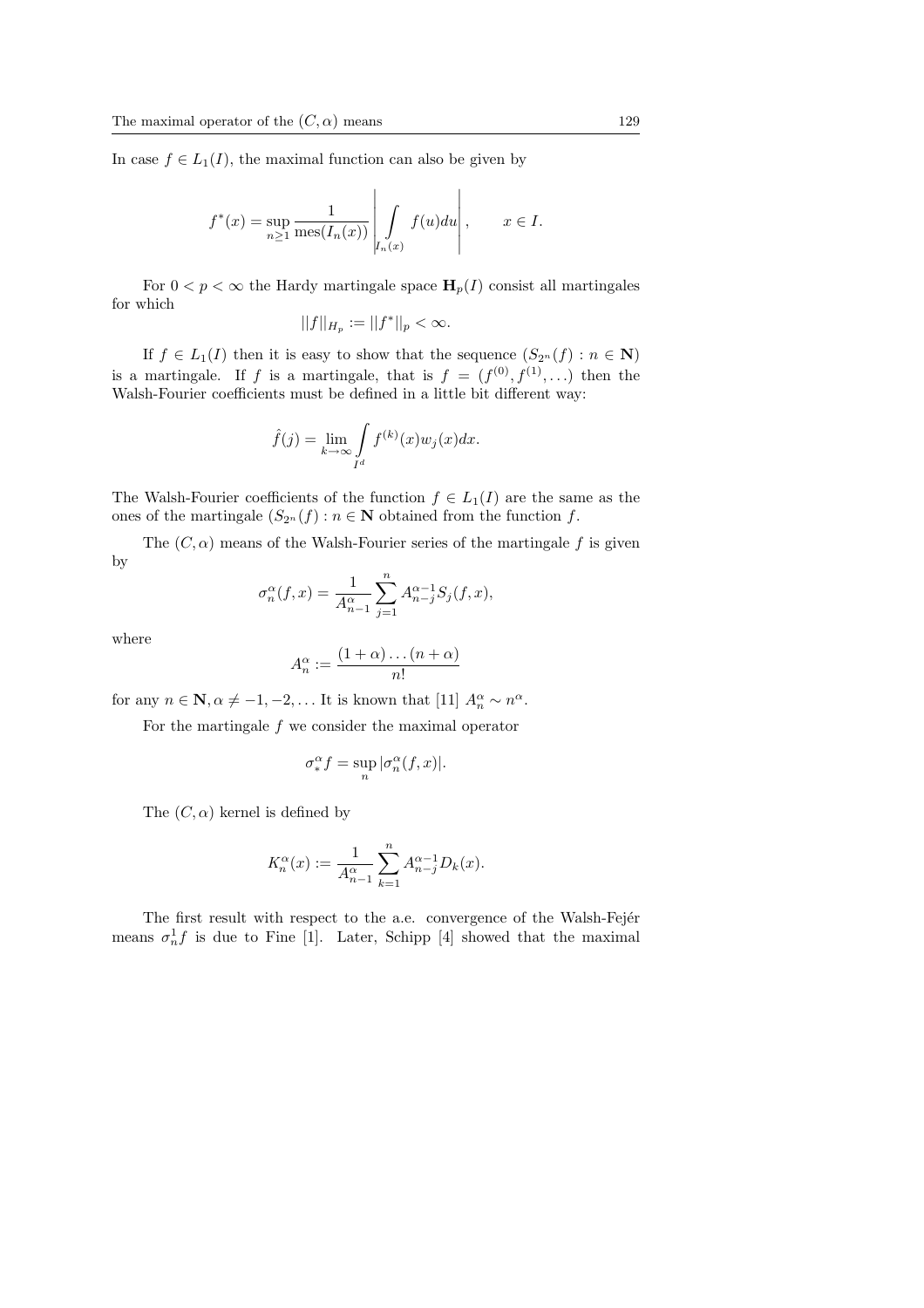In case $f \in L_1(I)$, the maximal function can also be given by

$$f^*(x) = \sup_{n \geq 1} \frac{1}{\operatorname{mes}(I_n(x))} \left| \int\limits_{I_n(x)} f(u) du \right|, \qquad x \in I.$$

For $0 < p < \infty$ the Hardy martingale space $\mathbf{H}_p(I)$ consist all martingales for which

$$||f||_{H_p} := ||f^*||_p < \infty.$$

If $f \in L_1(I)$ then it is easy to show that the sequence $(S_{2^n}(f) : n \in \mathbf{N})$ is a martingale. If $f$ is a martingale, that is $f = (f^{(0)}, f^{(1)}, \ldots)$ then the Walsh-Fourier coefficients must be defined in a little bit different way:

$$\hat{f}(j) = \lim_{k \to \infty} \int\limits_{I^d} f^{(k)}(x) w_j(x) dx.$$

The Walsh-Fourier coefficients of the function $f \in L_1(I)$ are the same as the ones of the martingale $(S_{2^n}(f) : n \in \mathbf{N}$ obtained from the function $f$.

The $(C, \alpha)$ means of the Walsh-Fourier series of the martingale $f$ is given by

$$\sigma_n^\alpha(f, x) = \frac{1}{A_{n-1}^\alpha} \sum_{j=1}^n A_{n-j}^{\alpha-1} S_j(f, x),$$

where

$$A_n^\alpha := \frac{(1+\alpha)\ldots(n+\alpha)}{n!}$$

for any $n \in \mathbf{N}, \alpha \neq -1, -2, \ldots$ It is known that [11] $A_n^\alpha \sim n^\alpha$.

For the martingale $f$ we consider the maximal operator

$$\sigma_*^\alpha f = \sup_n |\sigma_n^\alpha(f, x)|.$$

The $(C, \alpha)$ kernel is defined by

$$K_n^\alpha(x) := \frac{1}{A_{n-1}^\alpha} \sum_{k=1}^n A_{n-j}^{\alpha-1} D_k(x).$$

The first result with respect to the a.e. convergence of the Walsh-Fejér means $\sigma_n^1 f$ is due to Fine [1]. Later, Schipp [4] showed that the maximal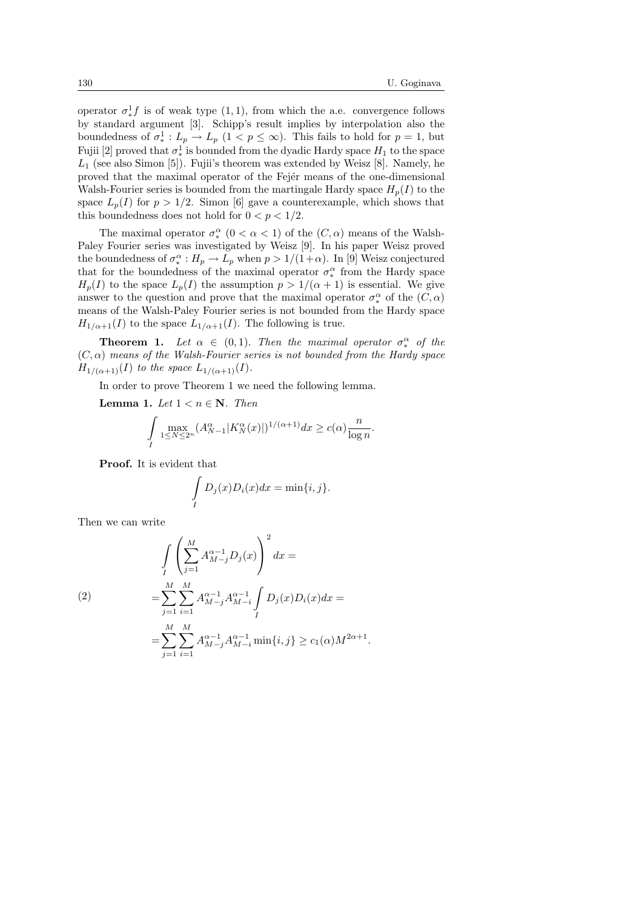operator $\sigma_*^1 f$ is of weak type $(1,1)$, from which the a.e. convergence follows by standard argument [3]. Schipp's result implies by interpolation also the boundedness of $\sigma_*^1 : L_p \to L_p$ $(1 < p \le \infty)$. This fails to hold for $p = 1$, but Fujii [2] proved that $\sigma_*^1$ is bounded from the dyadic Hardy space $H_1$ to the space $L_1$ (see also Simon [5]). Fujii's theorem was extended by Weisz [8]. Namely, he proved that the maximal operator of the Fejér means of the one-dimensional Walsh-Fourier series is bounded from the martingale Hardy space $H_p(I)$ to the space $L_p(I)$ for $p > 1/2$. Simon [6] gave a counterexample, which shows that this boundedness does not hold for $0 < p < 1/2$.

The maximal operator $\sigma_*^\alpha$ $(0 < \alpha < 1)$ of the $(C, \alpha)$ means of the Walsh-Paley Fourier series was investigated by Weisz [9]. In his paper Weisz proved the boundedness of $\sigma_*^\alpha : H_p \to L_p$ when $p > 1/(1+\alpha)$. In [9] Weisz conjectured that for the boundedness of the maximal operator $\sigma_*^\alpha$ from the Hardy space $H_p(I)$ to the space $L_p(I)$ the assumption $p > 1/(\alpha+1)$ is essential. We give answer to the question and prove that the maximal operator $\sigma_*^\alpha$ of the $(C, \alpha)$ means of the Walsh-Paley Fourier series is not bounded from the Hardy space $H_{1/\alpha+1}(I)$ to the space $L_{1/\alpha+1}(I)$. The following is true.

**Theorem 1.** *Let $\alpha \in (0,1)$. Then the maximal operator $\sigma_*^\alpha$ of the $(C, \alpha)$ means of the Walsh-Fourier series is not bounded from the Hardy space $H_{1/(\alpha+1)}(I)$ to the space $L_{1/(\alpha+1)}(I)$.*

In order to prove Theorem 1 we need the following lemma.

**Lemma 1.** *Let $1 < n \in \mathbf{N}$. Then*

$$\int_I \max_{1 \le N \le 2^n} (A_{N-1}^\alpha |K_N^\alpha(x)|)^{1/(\alpha+1)} dx \ge c(\alpha) \frac{n}{\log n}.$$

**Proof.** It is evident that

$$\int_I D_j(x) D_i(x) dx = \min\{i, j\}.$$

Then we can write

$$\begin{aligned}
&\int_I \left( \sum_{j=1}^{M} A_{M-j}^{\alpha-1} D_j(x) \right)^2 dx = \\
(2) \qquad &= \sum_{j=1}^{M} \sum_{i=1}^{M} A_{M-j}^{\alpha-1} A_{M-i}^{\alpha-1} \int_I D_j(x) D_i(x) dx = \\
&= \sum_{j=1}^{M} \sum_{i=1}^{M} A_{M-j}^{\alpha-1} A_{M-i}^{\alpha-1} \min\{i, j\} \ge c_1(\alpha) M^{2\alpha+1}.
\end{aligned}$$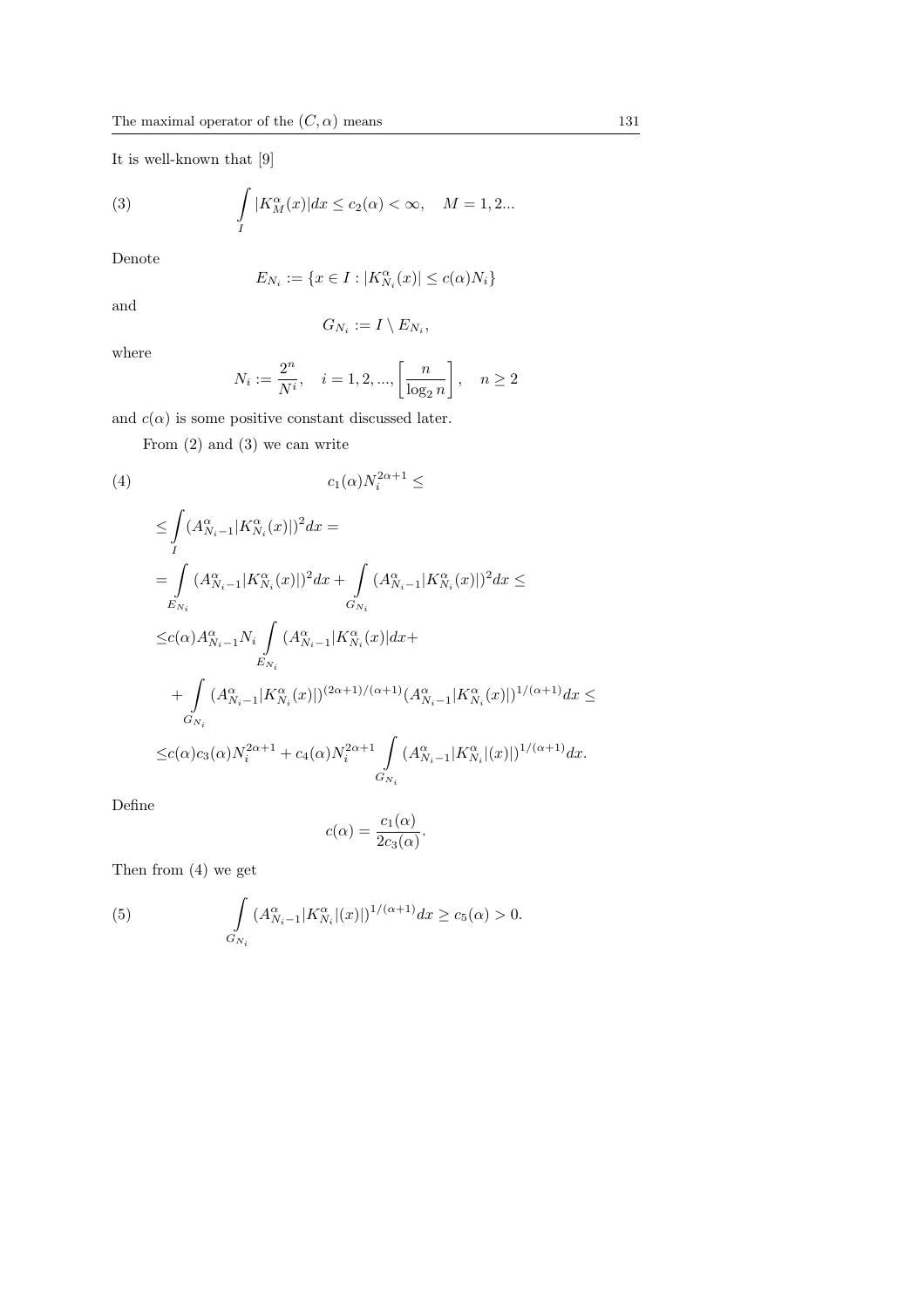It is well-known that [9]

$$\int\limits_{I} |K_M^{\alpha}(x)|dx \leq c_2(\alpha) < \infty, \quad M = 1, 2... \tag{3}$$

Denote

$$E_{N_i} := \{x \in I : |K_{N_i}^{\alpha}(x)| \leq c(\alpha)N_i\}$$

and

$$G_{N_i} := I \setminus E_{N_i},$$

where

$$N_i := \frac{2^n}{N^i}, \quad i = 1, 2, ..., \left[\frac{n}{\log_2 n}\right], \quad n \geq 2$$

and $c(\alpha)$ is some positive constant discussed later.

From (2) and (3) we can write

$$\begin{aligned}
&c_1(\alpha)N_i^{2\alpha+1} \leq \qquad (4)\\
&\leq \int\limits_{I} (A_{N_i-1}^{\alpha}|K_{N_i}^{\alpha}(x)|)^2 dx = \\
&= \int\limits_{E_{N_i}} (A_{N_i-1}^{\alpha}|K_{N_i}^{\alpha}(x)|)^2 dx + \int\limits_{G_{N_i}} (A_{N_i-1}^{\alpha}|K_{N_i}^{\alpha}(x)|)^2 dx \leq \\
&\leq c(\alpha)A_{N_i-1}^{\alpha}N_i \int\limits_{E_{N_i}} (A_{N_i-1}^{\alpha}|K_{N_i}^{\alpha}(x)|dx + \\
&\quad + \int\limits_{G_{N_i}} (A_{N_i-1}^{\alpha}|K_{N_i}^{\alpha}(x)|)^{(2\alpha+1)/(\alpha+1)}(A_{N_i-1}^{\alpha}|K_{N_i}^{\alpha}(x)|)^{1/(\alpha+1)} dx \leq \\
&\leq c(\alpha)c_3(\alpha)N_i^{2\alpha+1} + c_4(\alpha)N_i^{2\alpha+1} \int\limits_{G_{N_i}} (A_{N_i-1}^{\alpha}|K_{N_i}^{\alpha}|(x)|)^{1/(\alpha+1)} dx.
\end{aligned}$$

Define

$$c(\alpha) = \frac{c_1(\alpha)}{2c_3(\alpha)}.$$

Then from (4) we get

$$\int\limits_{G_{N_i}} (A_{N_i-1}^{\alpha}|K_{N_i}^{\alpha}|(x)|)^{1/(\alpha+1)} dx \geq c_5(\alpha) > 0. \tag{5}$$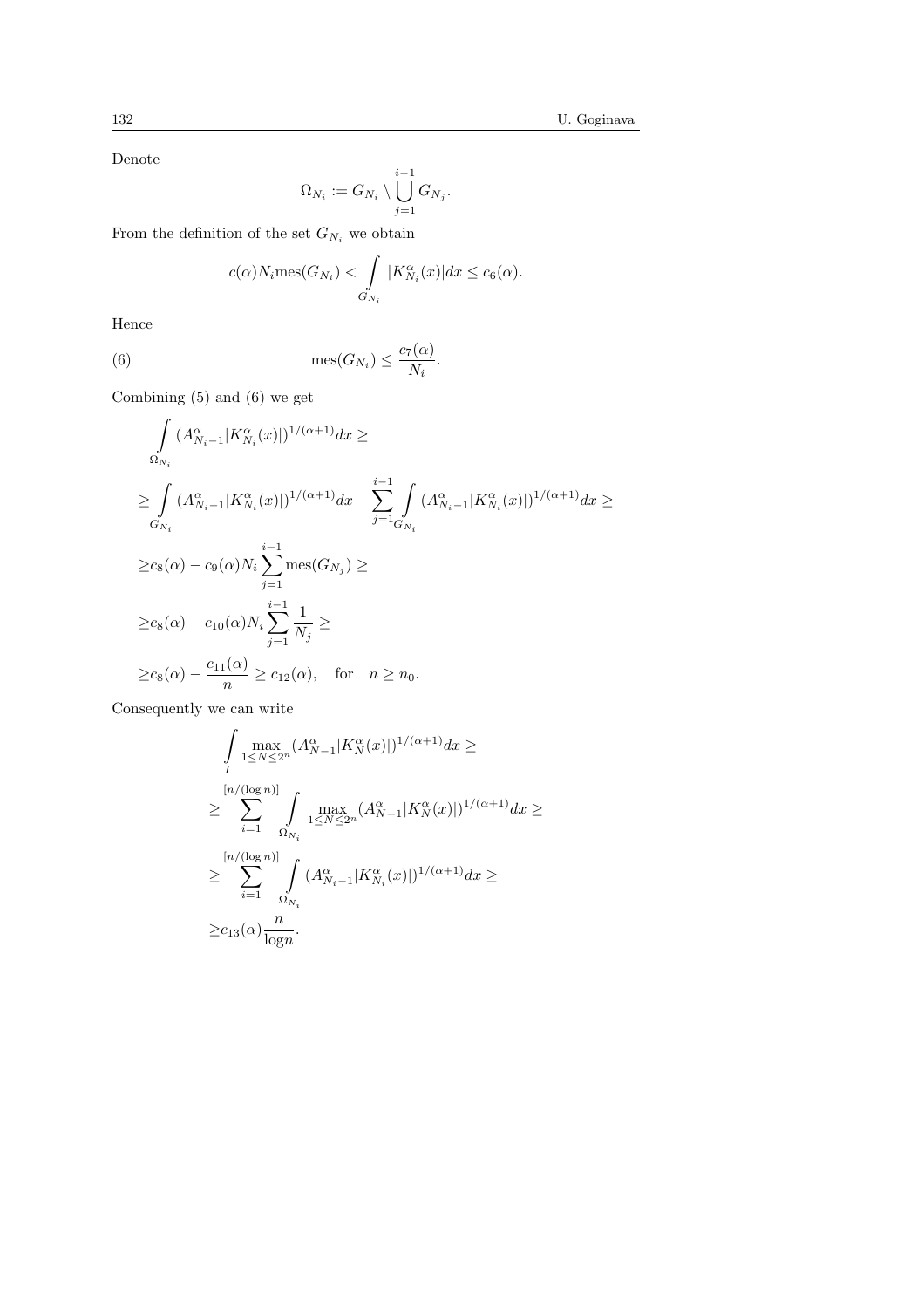Denote

$$\Omega_{N_i} := G_{N_i} \setminus \bigcup_{j=1}^{i-1} G_{N_j}.$$

From the definition of the set $G_{N_i}$ we obtain

$$c(\alpha) N_i \operatorname{mes}(G_{N_i}) < \int\limits_{G_{N_i}} |K_{N_i}^{\alpha}(x)| dx \le c_6(\alpha).$$

Hence

$$\operatorname{mes}(G_{N_i}) \le \frac{c_7(\alpha)}{N_i}. \tag{6}$$

Combining (5) and (6) we get

$$\begin{aligned}
&\int\limits_{\Omega_{N_i}} (A_{N_i-1}^{\alpha} |K_{N_i}^{\alpha}(x)|)^{1/(\alpha+1)} dx \ge \\
&\ge \int\limits_{G_{N_i}} (A_{N_i-1}^{\alpha} |K_{N_i}^{\alpha}(x)|)^{1/(\alpha+1)} dx - \sum_{j=1}^{i-1} \int\limits_{G_{N_i}} (A_{N_i-1}^{\alpha} |K_{N_i}^{\alpha}(x)|)^{1/(\alpha+1)} dx \ge \\
&\ge c_8(\alpha) - c_9(\alpha) N_i \sum_{j=1}^{i-1} \operatorname{mes}(G_{N_j}) \ge \\
&\ge c_8(\alpha) - c_{10}(\alpha) N_i \sum_{j=1}^{i-1} \frac{1}{N_j} \ge \\
&\ge c_8(\alpha) - \frac{c_{11}(\alpha)}{n} \ge c_{12}(\alpha), \quad \text{for} \quad n \ge n_0.
\end{aligned}$$

Consequently we can write

$$\begin{aligned}
&\int\limits_{I} \max_{1 \le N \le 2^n} (A_{N-1}^{\alpha} |K_N^{\alpha}(x)|)^{1/(\alpha+1)} dx \ge \\
&\ge \sum_{i=1}^{[n/(\log n)]} \int\limits_{\Omega_{N_i}} \max_{1 \le N \le 2^n} (A_{N-1}^{\alpha} |K_N^{\alpha}(x)|)^{1/(\alpha+1)} dx \ge \\
&\ge \sum_{i=1}^{[n/(\log n)]} \int\limits_{\Omega_{N_i}} (A_{N_i-1}^{\alpha} |K_{N_i}^{\alpha}(x)|)^{1/(\alpha+1)} dx \ge \\
&\ge c_{13}(\alpha) \frac{n}{\log n}.
\end{aligned}$$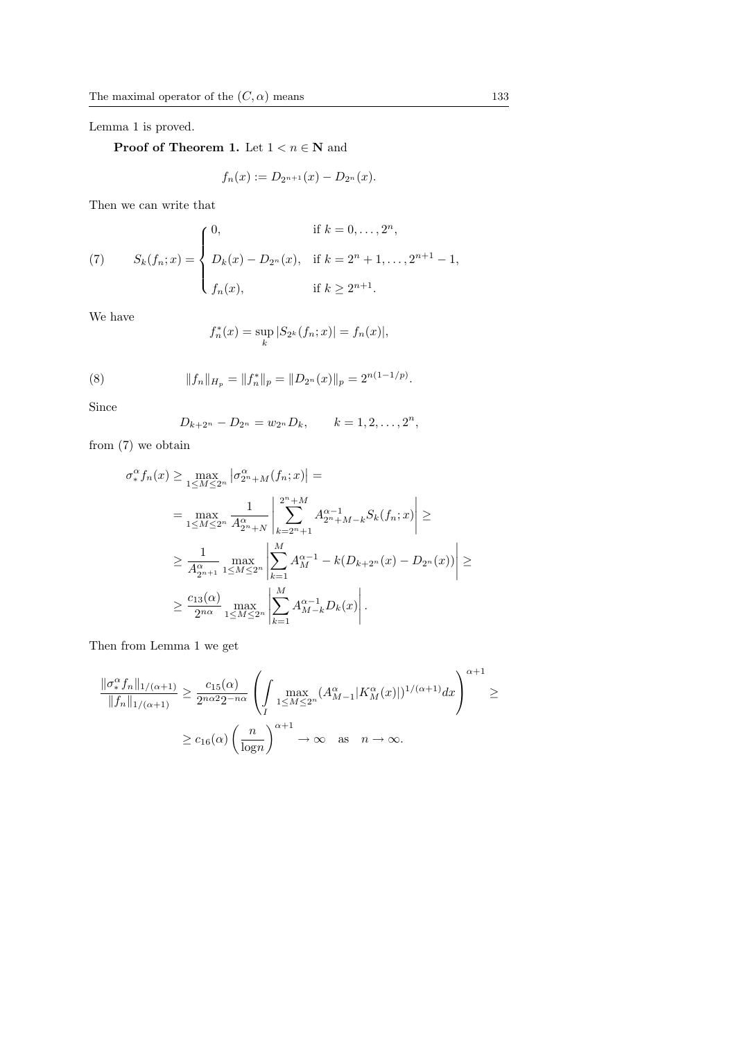Lemma 1 is proved.

**Proof of Theorem 1.** Let $1 < n \in \mathbf{N}$ and

$$f_n(x) := D_{2^{n+1}}(x) - D_{2^n}(x).$$

Then we can write that

$$S_k(f_n;x) = \begin{cases} 0, & \text{if } k = 0, \dots, 2^n, \\ D_k(x) - D_{2^n}(x), & \text{if } k = 2^n+1, \dots, 2^{n+1}-1, \\ f_n(x), & \text{if } k \geq 2^{n+1}. \end{cases} \tag{7}$$

We have

$$f_n^*(x) = \sup_k |S_{2^k}(f_n;x)| = f_n(x)|,$$

$$\|f_n\|_{H_p} = \|f_n^*\|_p = \|D_{2^n}(x)\|_p = 2^{n(1-1/p)}. \tag{8}$$

Since

$$D_{k+2^n} - D_{2^n} = w_{2^n} D_k, \qquad k = 1, 2, \dots, 2^n,$$

from (7) we obtain

$$\begin{aligned}
\sigma_*^\alpha f_n(x) &\geq \max_{1 \leq M \leq 2^n} \left|\sigma_{2^n+M}^\alpha(f_n;x)\right| = \\
&= \max_{1 \leq M \leq 2^n} \frac{1}{A_{2^n+N}^\alpha} \left|\sum_{k=2^n+1}^{2^n+M} A_{2^n+M-k}^{\alpha-1} S_k(f_n;x)\right| \geq \\
&\geq \frac{1}{A_{2^{n+1}}^\alpha} \max_{1 \leq M \leq 2^n} \left|\sum_{k=1}^{M} A_M^{\alpha-1} - k(D_{k+2^n}(x) - D_{2^n}(x))\right| \geq \\
&\geq \frac{c_{13}(\alpha)}{2^{n\alpha}} \max_{1 \leq M \leq 2^n} \left|\sum_{k=1}^{M} A_{M-k}^{\alpha-1} D_k(x)\right|.
\end{aligned}$$

Then from Lemma 1 we get

$$\begin{aligned}
\frac{\|\sigma_*^\alpha f_n\|_{1/(\alpha+1)}}{\|f_n\|_{1/(\alpha+1)}} &\geq \frac{c_{15}(\alpha)}{2^{n\alpha 2} 2^{-n\alpha}} \left(\int\limits_I \max_{1 \leq M \leq 2^n} (A_{M-1}^\alpha |K_M^\alpha(x)|)^{1/(\alpha+1)} dx\right)^{\alpha+1} \geq \\
&\geq c_{16}(\alpha) \left(\frac{n}{\log n}\right)^{\alpha+1} \to \infty \quad \text{as} \quad n \to \infty.
\end{aligned}$$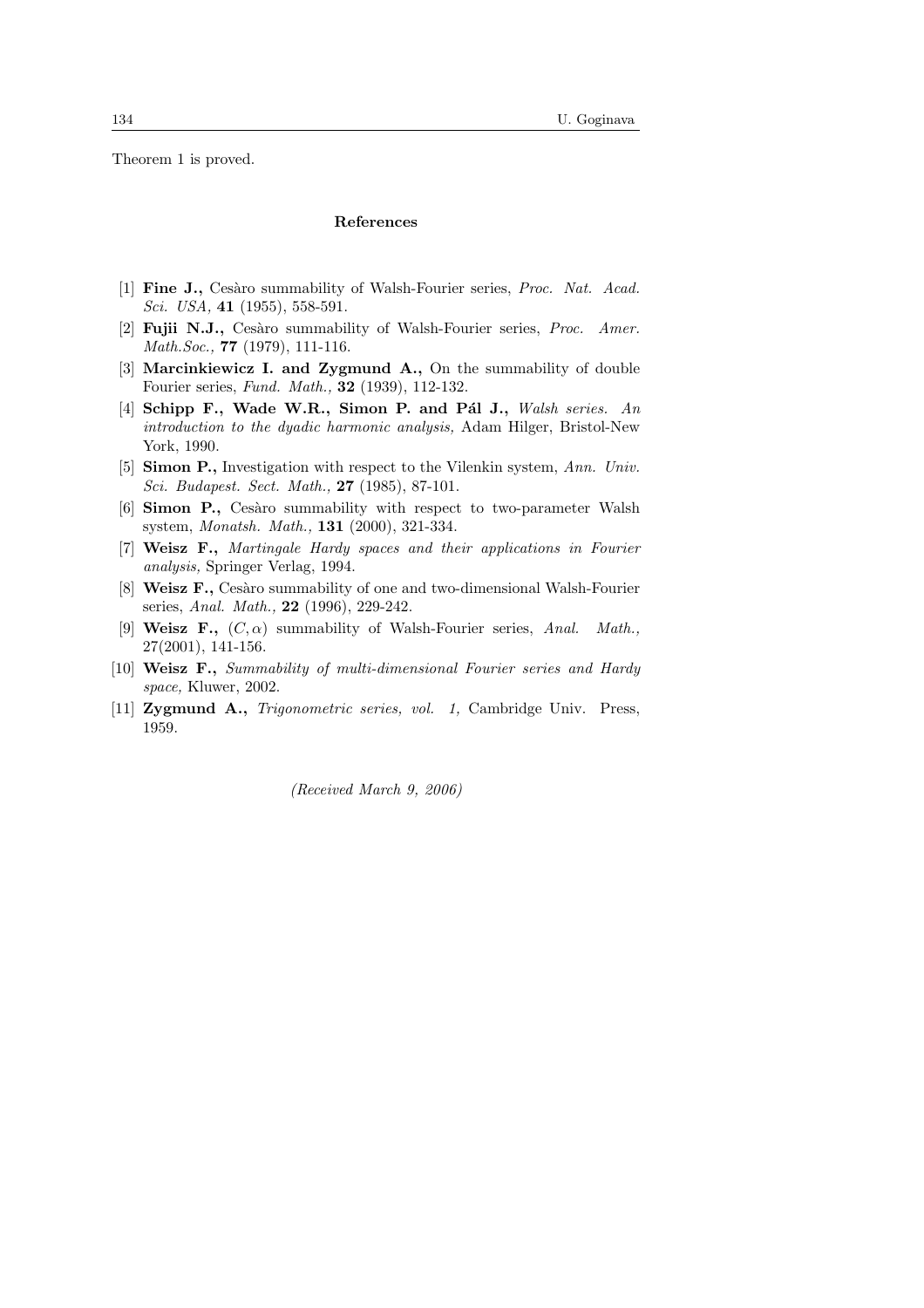Theorem 1 is proved.

## References

[1] **Fine J.,** Cesàro summability of Walsh-Fourier series, *Proc. Nat. Acad. Sci. USA,* **41** (1955), 558-591.

[2] **Fujii N.J.,** Cesàro summability of Walsh-Fourier series, *Proc. Amer. Math.Soc.,* **77** (1979), 111-116.

[3] **Marcinkiewicz I. and Zygmund A.,** On the summability of double Fourier series, *Fund. Math.,* **32** (1939), 112-132.

[4] **Schipp F., Wade W.R., Simon P. and Pál J.,** *Walsh series. An introduction to the dyadic harmonic analysis,* Adam Hilger, Bristol-New York, 1990.

[5] **Simon P.,** Investigation with respect to the Vilenkin system, *Ann. Univ. Sci. Budapest. Sect. Math.,* **27** (1985), 87-101.

[6] **Simon P.,** Cesàro summability with respect to two-parameter Walsh system, *Monatsh. Math.,* **131** (2000), 321-334.

[7] **Weisz F.,** *Martingale Hardy spaces and their applications in Fourier analysis,* Springer Verlag, 1994.

[8] **Weisz F.,** Cesàro summability of one and two-dimensional Walsh-Fourier series, *Anal. Math.,* **22** (1996), 229-242.

[9] **Weisz F.,** $(C, \alpha)$ summability of Walsh-Fourier series, *Anal. Math.,* 27(2001), 141-156.

[10] **Weisz F.,** *Summability of multi-dimensional Fourier series and Hardy space,* Kluwer, 2002.

[11] **Zygmund A.,** *Trigonometric series, vol. 1,* Cambridge Univ. Press, 1959.

*(Received March 9, 2006)*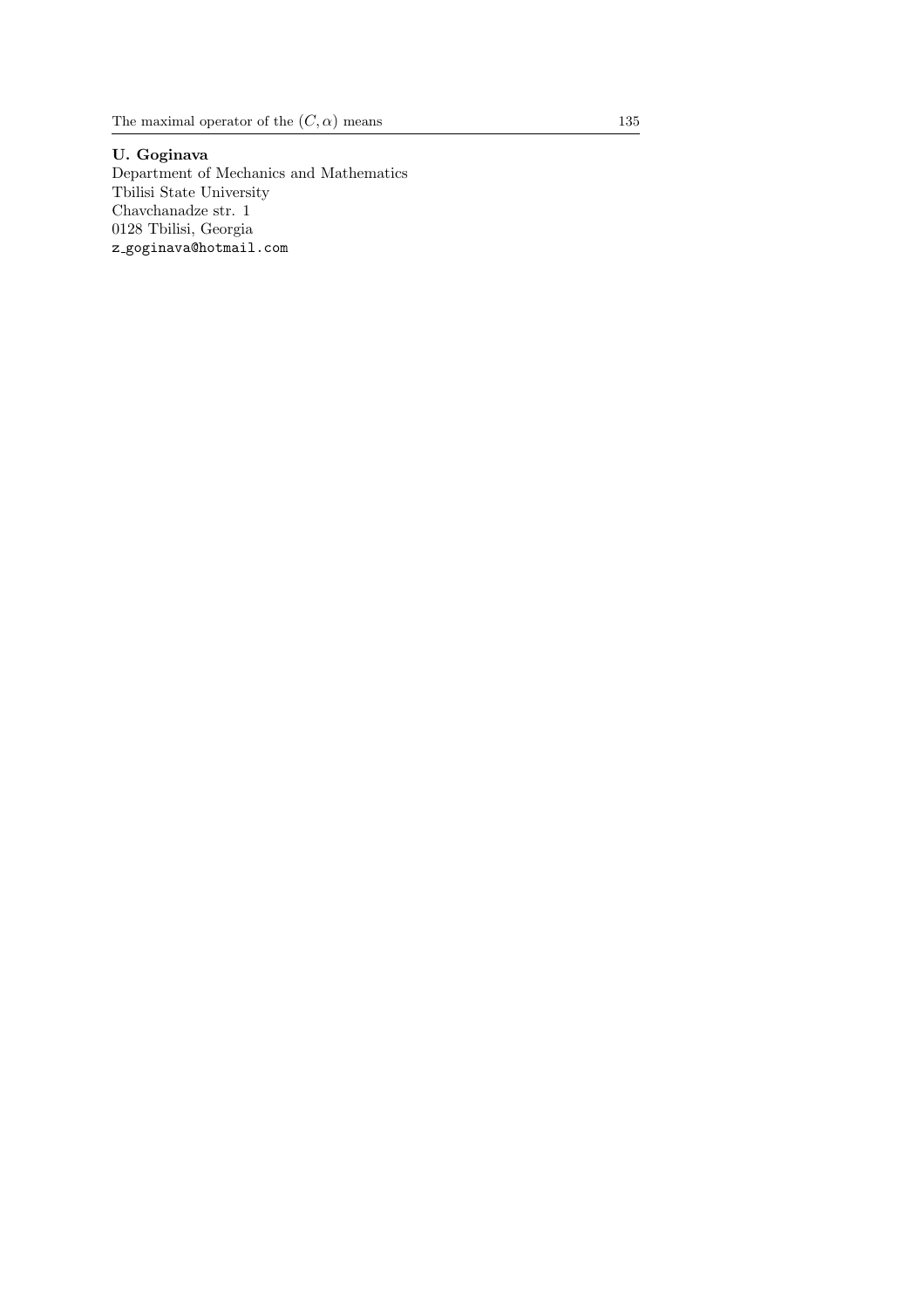**U. Goginava**
Department of Mechanics and Mathematics
Tbilisi State University
Chavchanadze str. 1
0128 Tbilisi, Georgia
z_goginava@hotmail.com